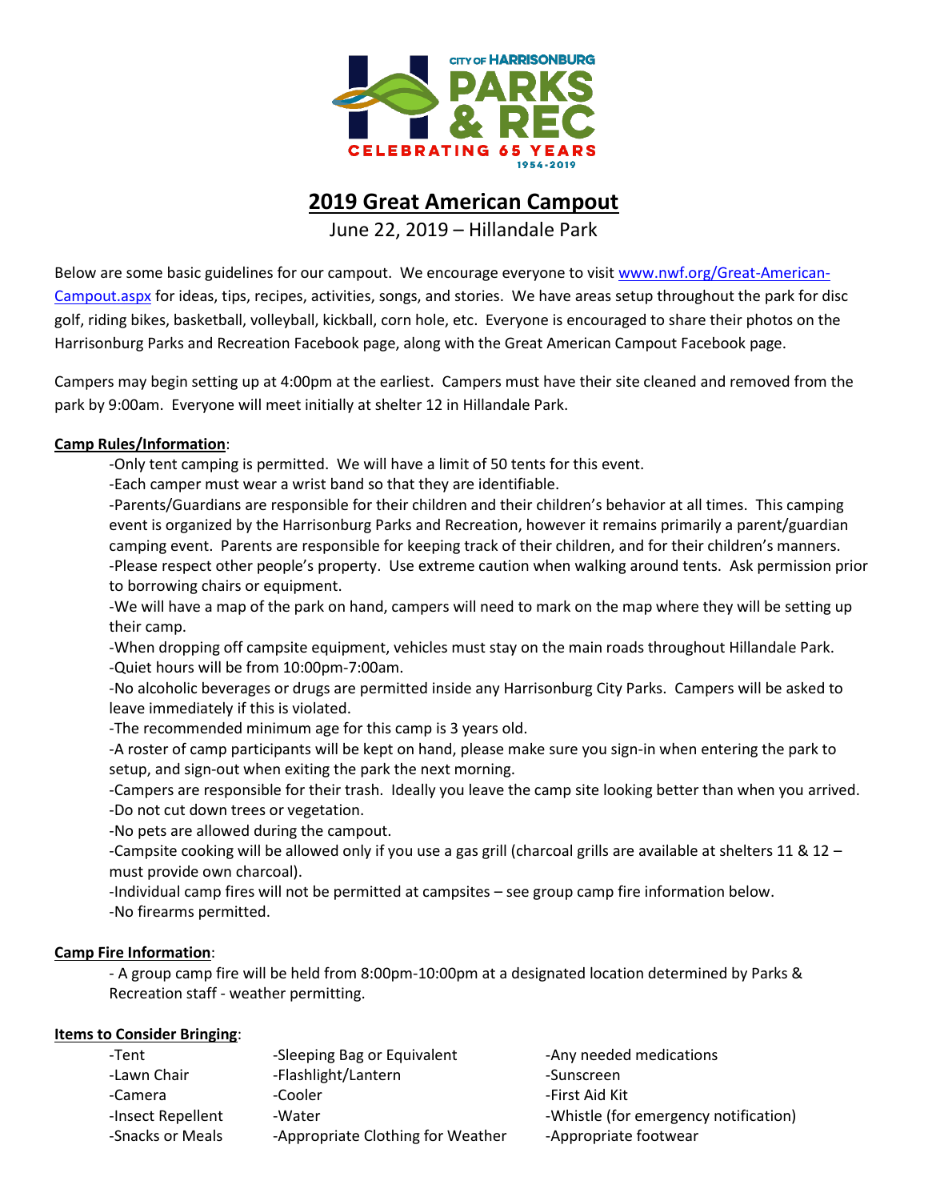CITY OF HARRISONBURG PARKS & REC CELEBRATING 65 YEARS 1954-2019

# 2019 Great American Campout

June 22, 2019 – Hillandale Park

Below are some basic guidelines for our campout. We encourage everyone to visit www.nwf.org/Great-American-Campout.aspx for ideas, tips, recipes, activities, songs, and stories. We have areas setup throughout the park for disc golf, riding bikes, basketball, volleyball, kickball, corn hole, etc. Everyone is encouraged to share their photos on the Harrisonburg Parks and Recreation Facebook page, along with the Great American Campout Facebook page.

Campers may begin setting up at 4:00pm at the earliest. Campers must have their site cleaned and removed from the park by 9:00am. Everyone will meet initially at shelter 12 in Hillandale Park.

**Camp Rules/Information**:

-Only tent camping is permitted. We will have a limit of 50 tents for this event.
-Each camper must wear a wrist band so that they are identifiable.
-Parents/Guardians are responsible for their children and their children's behavior at all times. This camping event is organized by the Harrisonburg Parks and Recreation, however it remains primarily a parent/guardian camping event. Parents are responsible for keeping track of their children, and for their children's manners.
-Please respect other people's property. Use extreme caution when walking around tents. Ask permission prior to borrowing chairs or equipment.
-We will have a map of the park on hand, campers will need to mark on the map where they will be setting up their camp.
-When dropping off campsite equipment, vehicles must stay on the main roads throughout Hillandale Park.
-Quiet hours will be from 10:00pm-7:00am.
-No alcoholic beverages or drugs are permitted inside any Harrisonburg City Parks. Campers will be asked to leave immediately if this is violated.
-The recommended minimum age for this camp is 3 years old.
-A roster of camp participants will be kept on hand, please make sure you sign-in when entering the park to setup, and sign-out when exiting the park the next morning.
-Campers are responsible for their trash. Ideally you leave the camp site looking better than when you arrived.
-Do not cut down trees or vegetation.
-No pets are allowed during the campout.
-Campsite cooking will be allowed only if you use a gas grill (charcoal grills are available at shelters 11 & 12 – must provide own charcoal).
-Individual camp fires will not be permitted at campsites – see group camp fire information below.
-No firearms permitted.

**Camp Fire Information**:

- A group camp fire will be held from 8:00pm-10:00pm at a designated location determined by Parks & Recreation staff - weather permitting.

**Items to Consider Bringing**:

-Tent
-Lawn Chair
-Camera
-Insect Repellent
-Snacks or Meals
-Sleeping Bag or Equivalent
-Flashlight/Lantern
-Cooler
-Water
-Appropriate Clothing for Weather
-Any needed medications
-Sunscreen
-First Aid Kit
-Whistle (for emergency notification)
-Appropriate footwear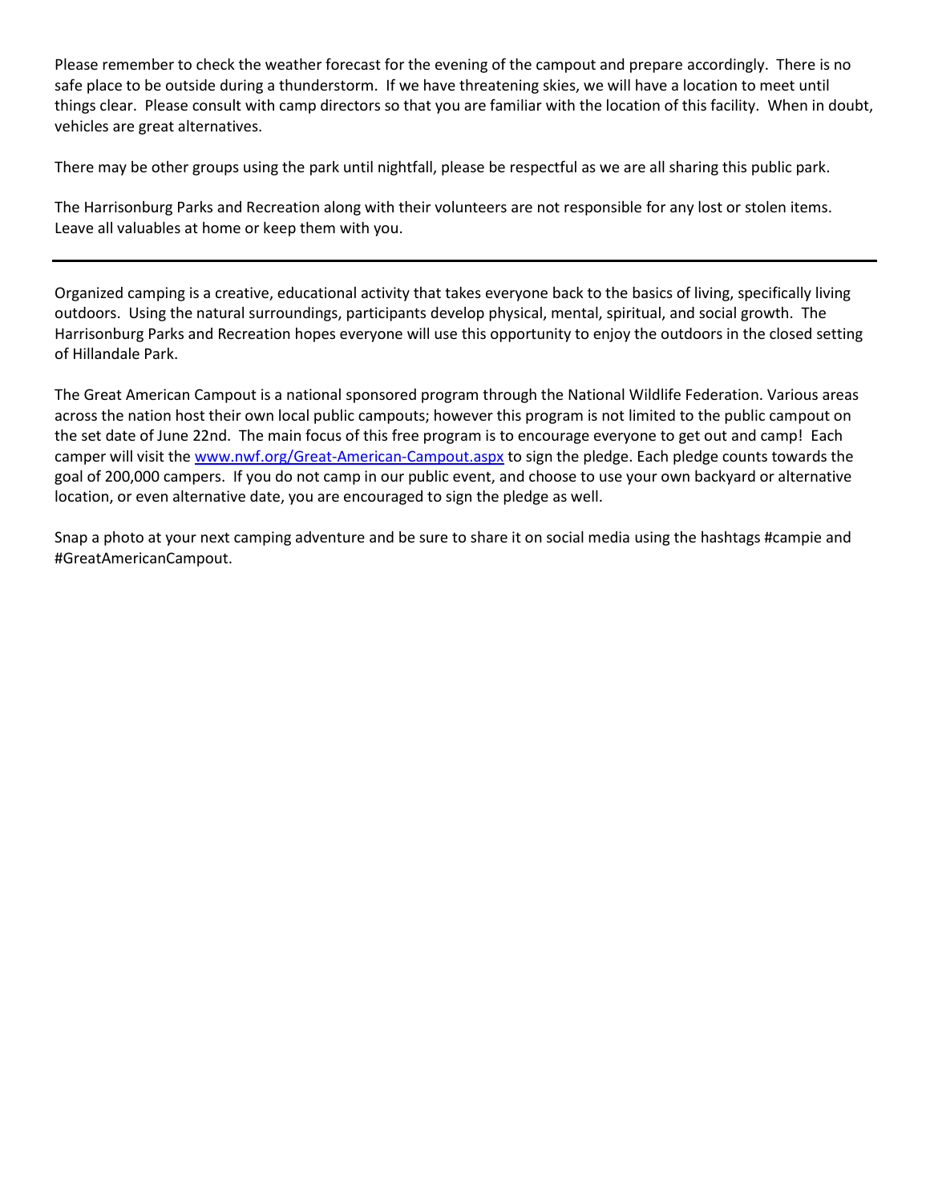Please remember to check the weather forecast for the evening of the campout and prepare accordingly. There is no safe place to be outside during a thunderstorm. If we have threatening skies, we will have a location to meet until things clear. Please consult with camp directors so that you are familiar with the location of this facility. When in doubt, vehicles are great alternatives.

There may be other groups using the park until nightfall, please be respectful as we are all sharing this public park.

The Harrisonburg Parks and Recreation along with their volunteers are not responsible for any lost or stolen items. Leave all valuables at home or keep them with you.

---

Organized camping is a creative, educational activity that takes everyone back to the basics of living, specifically living outdoors. Using the natural surroundings, participants develop physical, mental, spiritual, and social growth. The Harrisonburg Parks and Recreation hopes everyone will use this opportunity to enjoy the outdoors in the closed setting of Hillandale Park.

The Great American Campout is a national sponsored program through the National Wildlife Federation. Various areas across the nation host their own local public campouts; however this program is not limited to the public campout on the set date of June 22nd. The main focus of this free program is to encourage everyone to get out and camp! Each camper will visit the [www.nwf.org/Great-American-Campout.aspx](http://www.nwf.org/Great-American-Campout.aspx) to sign the pledge. Each pledge counts towards the goal of 200,000 campers. If you do not camp in our public event, and choose to use your own backyard or alternative location, or even alternative date, you are encouraged to sign the pledge as well.

Snap a photo at your next camping adventure and be sure to share it on social media using the hashtags #campie and #GreatAmericanCampout.